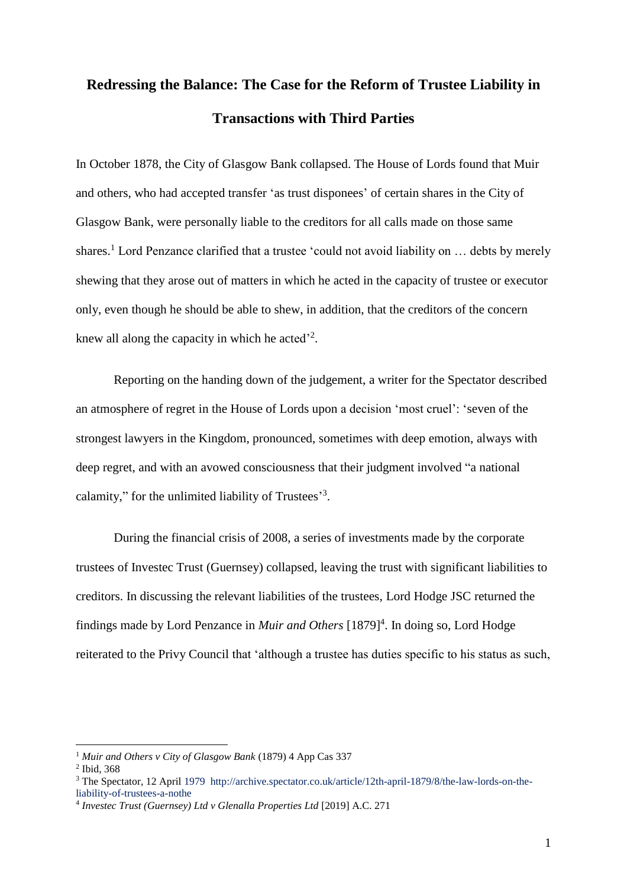# Redressing the Balance: The Case for the Reform of Trustee Liability in Transactions with Third Parties

In October 1878, the City of Glasgow Bank collapsed. The House of Lords found that Muir and others, who had accepted transfer 'as trust disponees' of certain shares in the City of Glasgow Bank, were personally liable to the creditors for all calls made on those same shares.[1] Lord Penzance clarified that a trustee 'could not avoid liability on … debts by merely shewing that they arose out of matters in which he acted in the capacity of trustee or executor only, even though he should be able to shew, in addition, that the creditors of the concern knew all along the capacity in which he acted'[2].

Reporting on the handing down of the judgement, a writer for the Spectator described an atmosphere of regret in the House of Lords upon a decision 'most cruel': 'seven of the strongest lawyers in the Kingdom, pronounced, sometimes with deep emotion, always with deep regret, and with an avowed consciousness that their judgment involved "a national calamity," for the unlimited liability of Trustees'[3].

During the financial crisis of 2008, a series of investments made by the corporate trustees of Investec Trust (Guernsey) collapsed, leaving the trust with significant liabilities to creditors. In discussing the relevant liabilities of the trustees, Lord Hodge JSC returned the findings made by Lord Penzance in *Muir and Others* [1879][4]. In doing so, Lord Hodge reiterated to the Privy Council that 'although a trustee has duties specific to his status as such,

---

[1] *Muir and Others v City of Glasgow Bank* (1879) 4 App Cas 337

[2] Ibid, 368

[3] The Spectator, 12 April 1979 http://archive.spectator.co.uk/article/12th-april-1879/8/the-law-lords-on-the-liability-of-trustees-a-nothe

[4] *Investec Trust (Guernsey) Ltd v Glenalla Properties Ltd* [2019] A.C. 271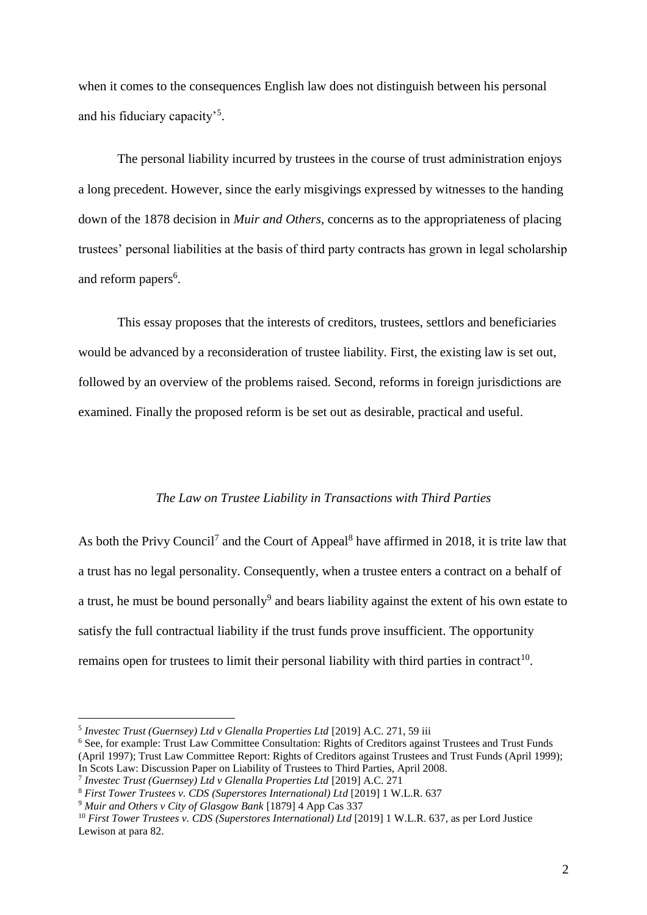when it comes to the consequences English law does not distinguish between his personal and his fiduciary capacity'[5].

The personal liability incurred by trustees in the course of trust administration enjoys a long precedent. However, since the early misgivings expressed by witnesses to the handing down of the 1878 decision in *Muir and Others*, concerns as to the appropriateness of placing trustees' personal liabilities at the basis of third party contracts has grown in legal scholarship and reform papers[6].

This essay proposes that the interests of creditors, trustees, settlors and beneficiaries would be advanced by a reconsideration of trustee liability. First, the existing law is set out, followed by an overview of the problems raised. Second, reforms in foreign jurisdictions are examined. Finally the proposed reform is be set out as desirable, practical and useful.

*The Law on Trustee Liability in Transactions with Third Parties*

As both the Privy Council[7] and the Court of Appeal[8] have affirmed in 2018, it is trite law that a trust has no legal personality. Consequently, when a trustee enters a contract on a behalf of a trust, he must be bound personally[9] and bears liability against the extent of his own estate to satisfy the full contractual liability if the trust funds prove insufficient. The opportunity remains open for trustees to limit their personal liability with third parties in contract[10].

---

[5] *Investec Trust (Guernsey) Ltd v Glenalla Properties Ltd* [2019] A.C. 271, 59 iii

[6] See, for example: Trust Law Committee Consultation: Rights of Creditors against Trustees and Trust Funds (April 1997); Trust Law Committee Report: Rights of Creditors against Trustees and Trust Funds (April 1999); In Scots Law: Discussion Paper on Liability of Trustees to Third Parties, April 2008.

[7] *Investec Trust (Guernsey) Ltd v Glenalla Properties Ltd* [2019] A.C. 271

[8] *First Tower Trustees v. CDS (Superstores International) Ltd* [2019] 1 W.L.R. 637

[9] *Muir and Others v City of Glasgow Bank* [1879] 4 App Cas 337

[10] *First Tower Trustees v. CDS (Superstores International) Ltd* [2019] 1 W.L.R. 637, as per Lord Justice Lewison at para 82.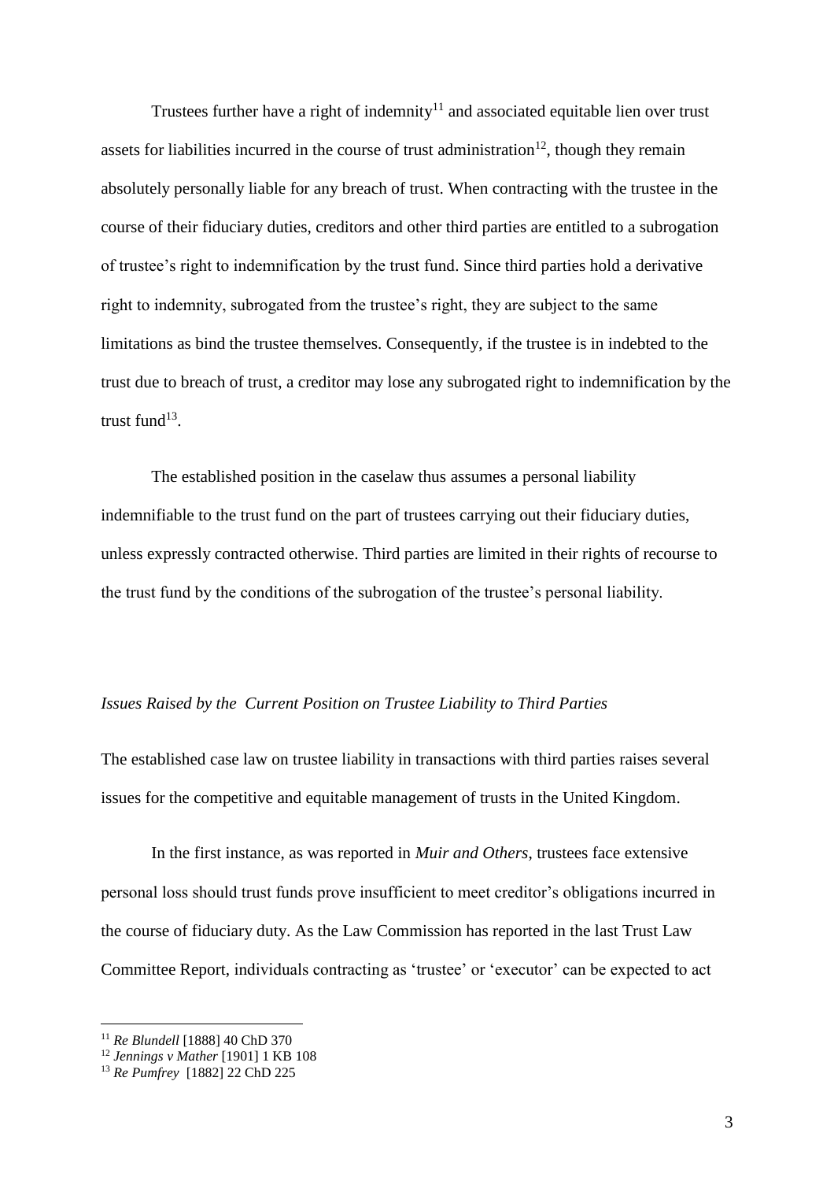Trustees further have a right of indemnity[11] and associated equitable lien over trust assets for liabilities incurred in the course of trust administration[12], though they remain absolutely personally liable for any breach of trust. When contracting with the trustee in the course of their fiduciary duties, creditors and other third parties are entitled to a subrogation of trustee's right to indemnification by the trust fund. Since third parties hold a derivative right to indemnity, subrogated from the trustee's right, they are subject to the same limitations as bind the trustee themselves. Consequently, if the trustee is in indebted to the trust due to breach of trust, a creditor may lose any subrogated right to indemnification by the trust fund[13].

The established position in the caselaw thus assumes a personal liability indemnifiable to the trust fund on the part of trustees carrying out their fiduciary duties, unless expressly contracted otherwise. Third parties are limited in their rights of recourse to the trust fund by the conditions of the subrogation of the trustee's personal liability.

*Issues Raised by the Current Position on Trustee Liability to Third Parties*

The established case law on trustee liability in transactions with third parties raises several issues for the competitive and equitable management of trusts in the United Kingdom.

In the first instance, as was reported in *Muir and Others*, trustees face extensive personal loss should trust funds prove insufficient to meet creditor's obligations incurred in the course of fiduciary duty. As the Law Commission has reported in the last Trust Law Committee Report, individuals contracting as 'trustee' or 'executor' can be expected to act

---

[11] *Re Blundell* [1888] 40 ChD 370

[12] *Jennings v Mather* [1901] 1 KB 108

[13] *Re Pumfrey* [1882] 22 ChD 225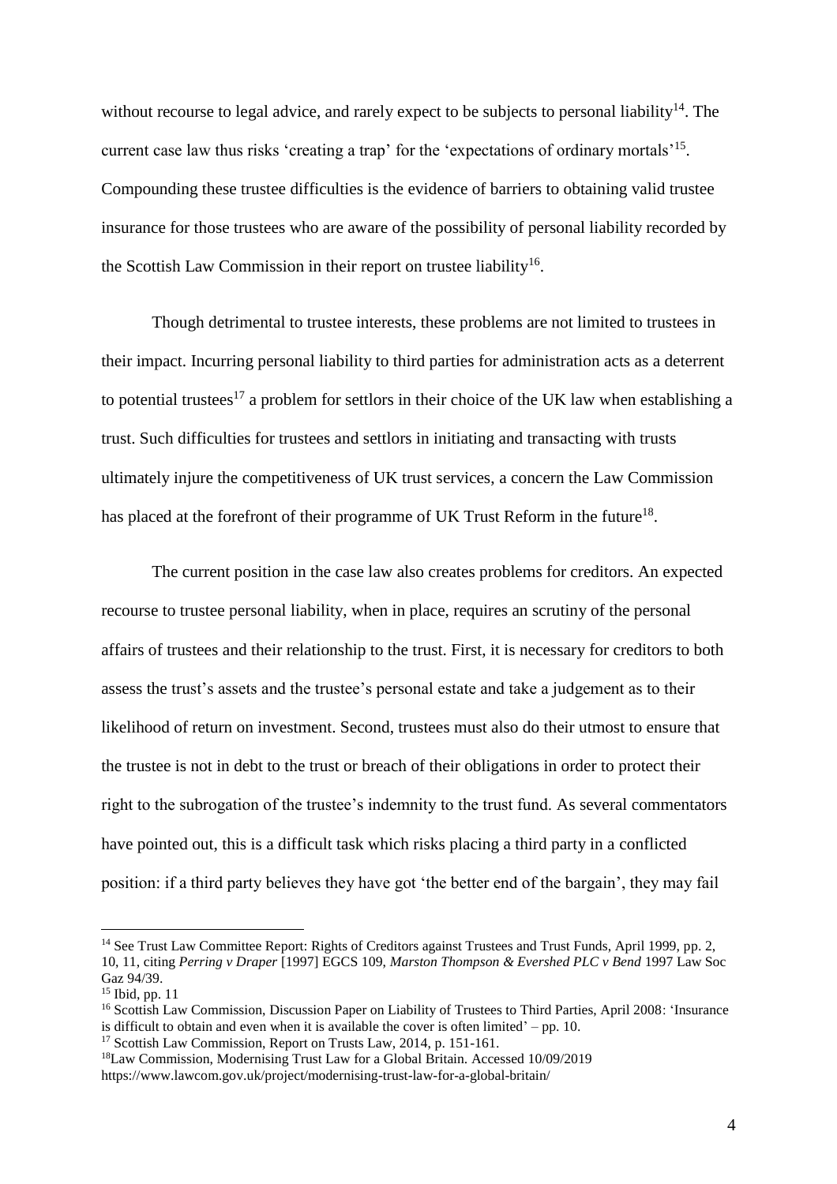without recourse to legal advice, and rarely expect to be subjects to personal liability[14]. The current case law thus risks 'creating a trap' for the 'expectations of ordinary mortals'[15]. Compounding these trustee difficulties is the evidence of barriers to obtaining valid trustee insurance for those trustees who are aware of the possibility of personal liability recorded by the Scottish Law Commission in their report on trustee liability[16].

Though detrimental to trustee interests, these problems are not limited to trustees in their impact. Incurring personal liability to third parties for administration acts as a deterrent to potential trustees[17] a problem for settlors in their choice of the UK law when establishing a trust. Such difficulties for trustees and settlors in initiating and transacting with trusts ultimately injure the competitiveness of UK trust services, a concern the Law Commission has placed at the forefront of their programme of UK Trust Reform in the future[18].

The current position in the case law also creates problems for creditors. An expected recourse to trustee personal liability, when in place, requires an scrutiny of the personal affairs of trustees and their relationship to the trust. First, it is necessary for creditors to both assess the trust's assets and the trustee's personal estate and take a judgement as to their likelihood of return on investment. Second, trustees must also do their utmost to ensure that the trustee is not in debt to the trust or breach of their obligations in order to protect their right to the subrogation of the trustee's indemnity to the trust fund. As several commentators have pointed out, this is a difficult task which risks placing a third party in a conflicted position: if a third party believes they have got 'the better end of the bargain', they may fail

---

[14] See Trust Law Committee Report: Rights of Creditors against Trustees and Trust Funds, April 1999, pp. 2, 10, 11, citing *Perring v Draper* [1997] EGCS 109, *Marston Thompson & Evershed PLC v Bend* 1997 Law Soc Gaz 94/39.

[15] Ibid, pp. 11

[16] Scottish Law Commission, Discussion Paper on Liability of Trustees to Third Parties, April 2008: 'Insurance is difficult to obtain and even when it is available the cover is often limited' – pp. 10.

[17] Scottish Law Commission, Report on Trusts Law, 2014, p. 151-161.

[18] Law Commission, Modernising Trust Law for a Global Britain. Accessed 10/09/2019 https://www.lawcom.gov.uk/project/modernising-trust-law-for-a-global-britain/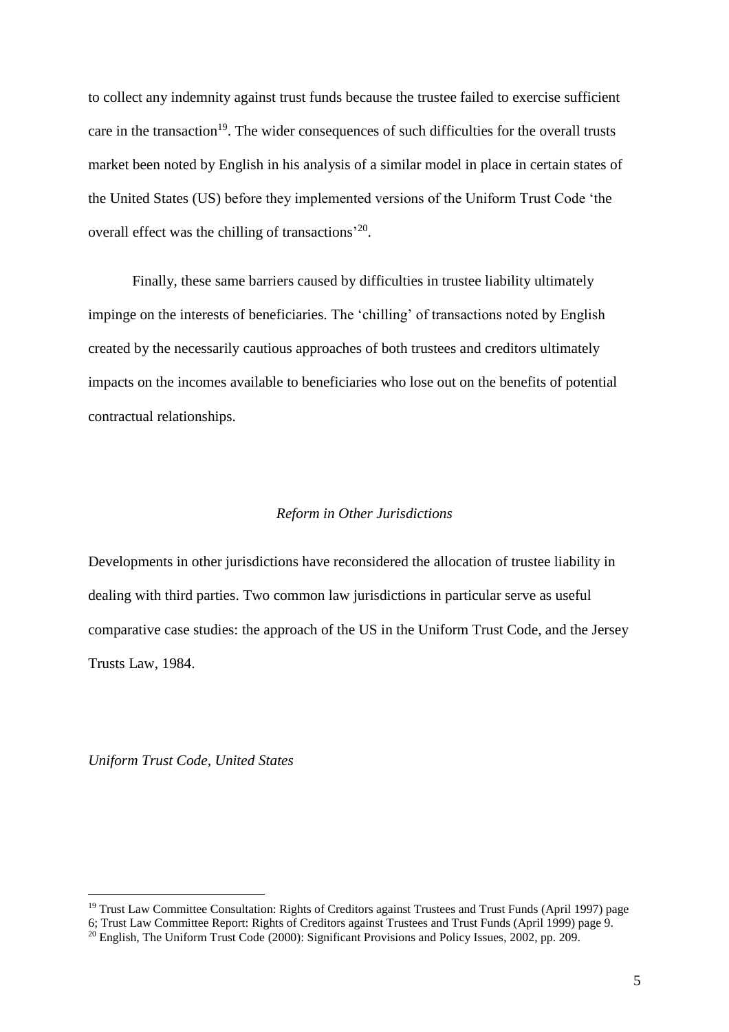to collect any indemnity against trust funds because the trustee failed to exercise sufficient care in the transaction[19]. The wider consequences of such difficulties for the overall trusts market been noted by English in his analysis of a similar model in place in certain states of the United States (US) before they implemented versions of the Uniform Trust Code 'the overall effect was the chilling of transactions'[20].

Finally, these same barriers caused by difficulties in trustee liability ultimately impinge on the interests of beneficiaries. The 'chilling' of transactions noted by English created by the necessarily cautious approaches of both trustees and creditors ultimately impacts on the incomes available to beneficiaries who lose out on the benefits of potential contractual relationships.

## *Reform in Other Jurisdictions*

Developments in other jurisdictions have reconsidered the allocation of trustee liability in dealing with third parties. Two common law jurisdictions in particular serve as useful comparative case studies: the approach of the US in the Uniform Trust Code, and the Jersey Trusts Law, 1984.

### *Uniform Trust Code, United States*

---

[19] Trust Law Committee Consultation: Rights of Creditors against Trustees and Trust Funds (April 1997) page 6; Trust Law Committee Report: Rights of Creditors against Trustees and Trust Funds (April 1999) page 9.

[20] English, The Uniform Trust Code (2000): Significant Provisions and Policy Issues, 2002, pp. 209.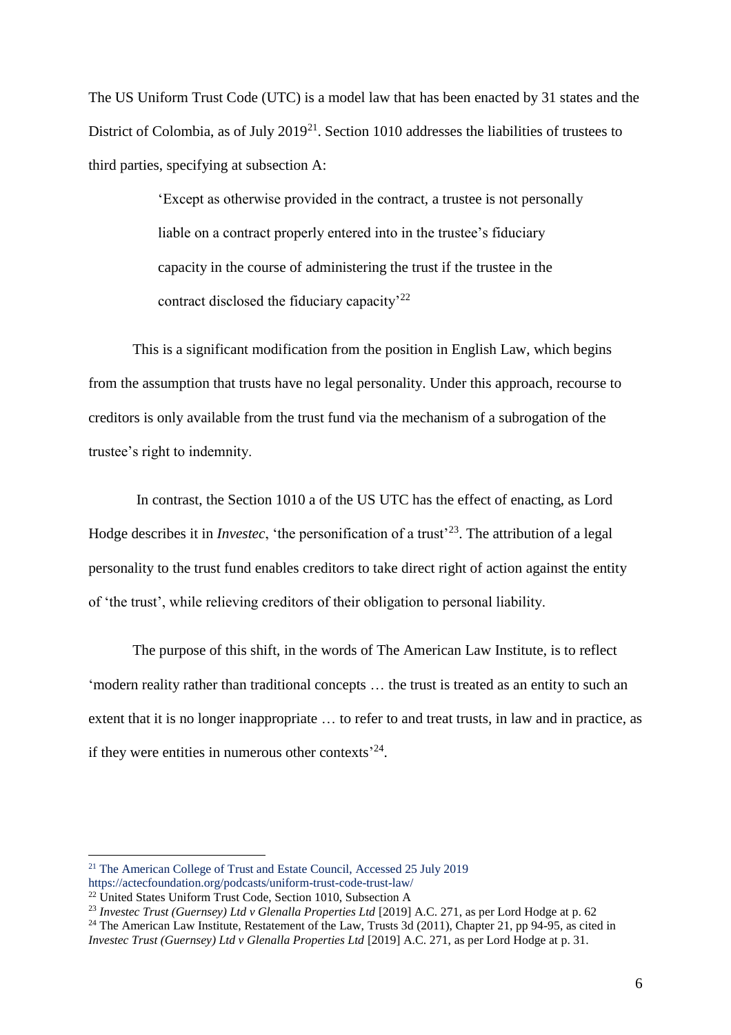The US Uniform Trust Code (UTC) is a model law that has been enacted by 31 states and the District of Colombia, as of July 2019[21]. Section 1010 addresses the liabilities of trustees to third parties, specifying at subsection A:

> 'Except as otherwise provided in the contract, a trustee is not personally liable on a contract properly entered into in the trustee's fiduciary capacity in the course of administering the trust if the trustee in the contract disclosed the fiduciary capacity'[22]

This is a significant modification from the position in English Law, which begins from the assumption that trusts have no legal personality. Under this approach, recourse to creditors is only available from the trust fund via the mechanism of a subrogation of the trustee's right to indemnity.

In contrast, the Section 1010 a of the US UTC has the effect of enacting, as Lord Hodge describes it in *Investec*, 'the personification of a trust'[23]. The attribution of a legal personality to the trust fund enables creditors to take direct right of action against the entity of 'the trust', while relieving creditors of their obligation to personal liability.

The purpose of this shift, in the words of The American Law Institute, is to reflect 'modern reality rather than traditional concepts … the trust is treated as an entity to such an extent that it is no longer inappropriate … to refer to and treat trusts, in law and in practice, as if they were entities in numerous other contexts'[24].

---

[21] The American College of Trust and Estate Council, Accessed 25 July 2019 https://actecfoundation.org/podcasts/uniform-trust-code-trust-law/

[22] United States Uniform Trust Code, Section 1010, Subsection A

[23] *Investec Trust (Guernsey) Ltd v Glenalla Properties Ltd* [2019] A.C. 271, as per Lord Hodge at p. 62

[24] The American Law Institute, Restatement of the Law, Trusts 3d (2011), Chapter 21, pp 94-95, as cited in *Investec Trust (Guernsey) Ltd v Glenalla Properties Ltd* [2019] A.C. 271, as per Lord Hodge at p. 31.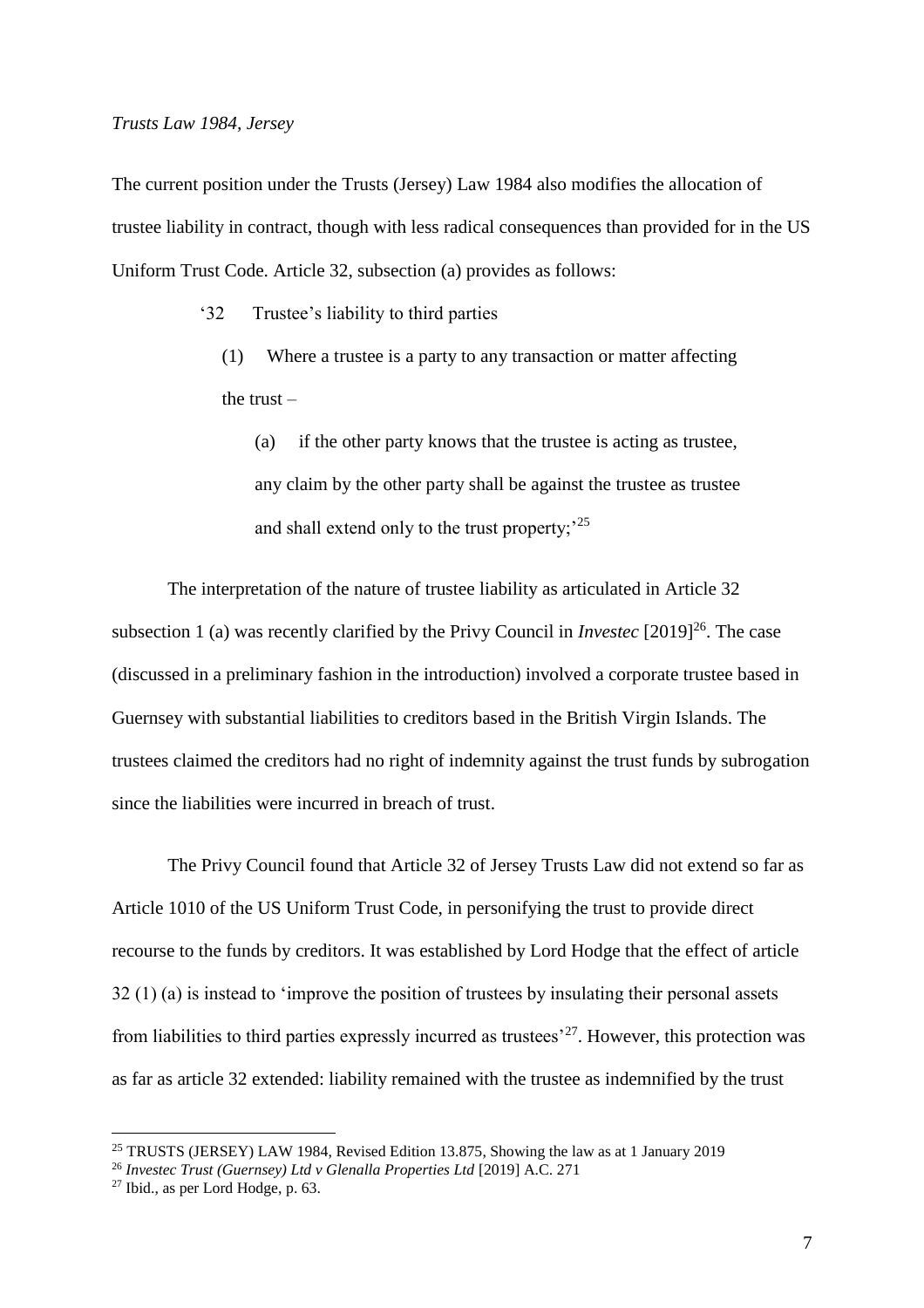*Trusts Law 1984, Jersey*

The current position under the Trusts (Jersey) Law 1984 also modifies the allocation of trustee liability in contract, though with less radical consequences than provided for in the US Uniform Trust Code. Article 32, subsection (a) provides as follows:

> '32 Trustee's liability to third parties
>
> (1) Where a trustee is a party to any transaction or matter affecting the trust –
>
> (a) if the other party knows that the trustee is acting as trustee, any claim by the other party shall be against the trustee as trustee and shall extend only to the trust property;'[25]

The interpretation of the nature of trustee liability as articulated in Article 32 subsection 1 (a) was recently clarified by the Privy Council in *Investec* [2019][26]. The case (discussed in a preliminary fashion in the introduction) involved a corporate trustee based in Guernsey with substantial liabilities to creditors based in the British Virgin Islands. The trustees claimed the creditors had no right of indemnity against the trust funds by subrogation since the liabilities were incurred in breach of trust.

The Privy Council found that Article 32 of Jersey Trusts Law did not extend so far as Article 1010 of the US Uniform Trust Code, in personifying the trust to provide direct recourse to the funds by creditors. It was established by Lord Hodge that the effect of article 32 (1) (a) is instead to 'improve the position of trustees by insulating their personal assets from liabilities to third parties expressly incurred as trustees'[27]. However, this protection was as far as article 32 extended: liability remained with the trustee as indemnified by the trust

---

[25] TRUSTS (JERSEY) LAW 1984, Revised Edition 13.875, Showing the law as at 1 January 2019

[26] *Investec Trust (Guernsey) Ltd v Glenalla Properties Ltd* [2019] A.C. 271

[27] Ibid., as per Lord Hodge, p. 63.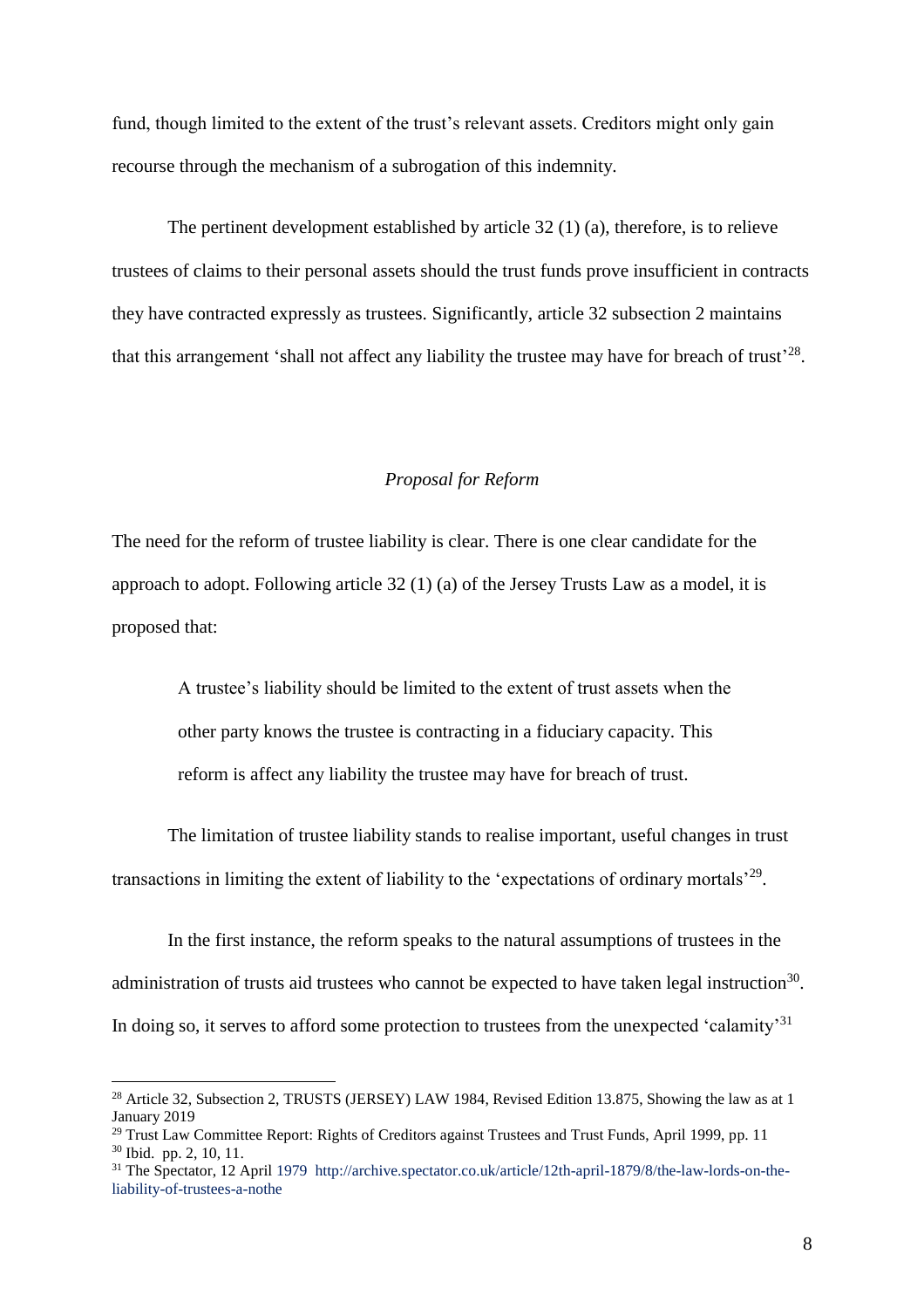fund, though limited to the extent of the trust's relevant assets. Creditors might only gain recourse through the mechanism of a subrogation of this indemnity.

The pertinent development established by article 32 (1) (a), therefore, is to relieve trustees of claims to their personal assets should the trust funds prove insufficient in contracts they have contracted expressly as trustees. Significantly, article 32 subsection 2 maintains that this arrangement 'shall not affect any liability the trustee may have for breach of trust'[28].

*Proposal for Reform*

The need for the reform of trustee liability is clear. There is one clear candidate for the approach to adopt. Following article 32 (1) (a) of the Jersey Trusts Law as a model, it is proposed that:

> A trustee's liability should be limited to the extent of trust assets when the other party knows the trustee is contracting in a fiduciary capacity. This reform is affect any liability the trustee may have for breach of trust.

The limitation of trustee liability stands to realise important, useful changes in trust transactions in limiting the extent of liability to the 'expectations of ordinary mortals'[29].

In the first instance, the reform speaks to the natural assumptions of trustees in the administration of trusts aid trustees who cannot be expected to have taken legal instruction[30]. In doing so, it serves to afford some protection to trustees from the unexpected 'calamity'[31]

---

[28] Article 32, Subsection 2, TRUSTS (JERSEY) LAW 1984, Revised Edition 13.875, Showing the law as at 1 January 2019

[29] Trust Law Committee Report: Rights of Creditors against Trustees and Trust Funds, April 1999, pp. 11

[30] Ibid. pp. 2, 10, 11.

[31] The Spectator, 12 April 1979 http://archive.spectator.co.uk/article/12th-april-1879/8/the-law-lords-on-the-liability-of-trustees-a-nothe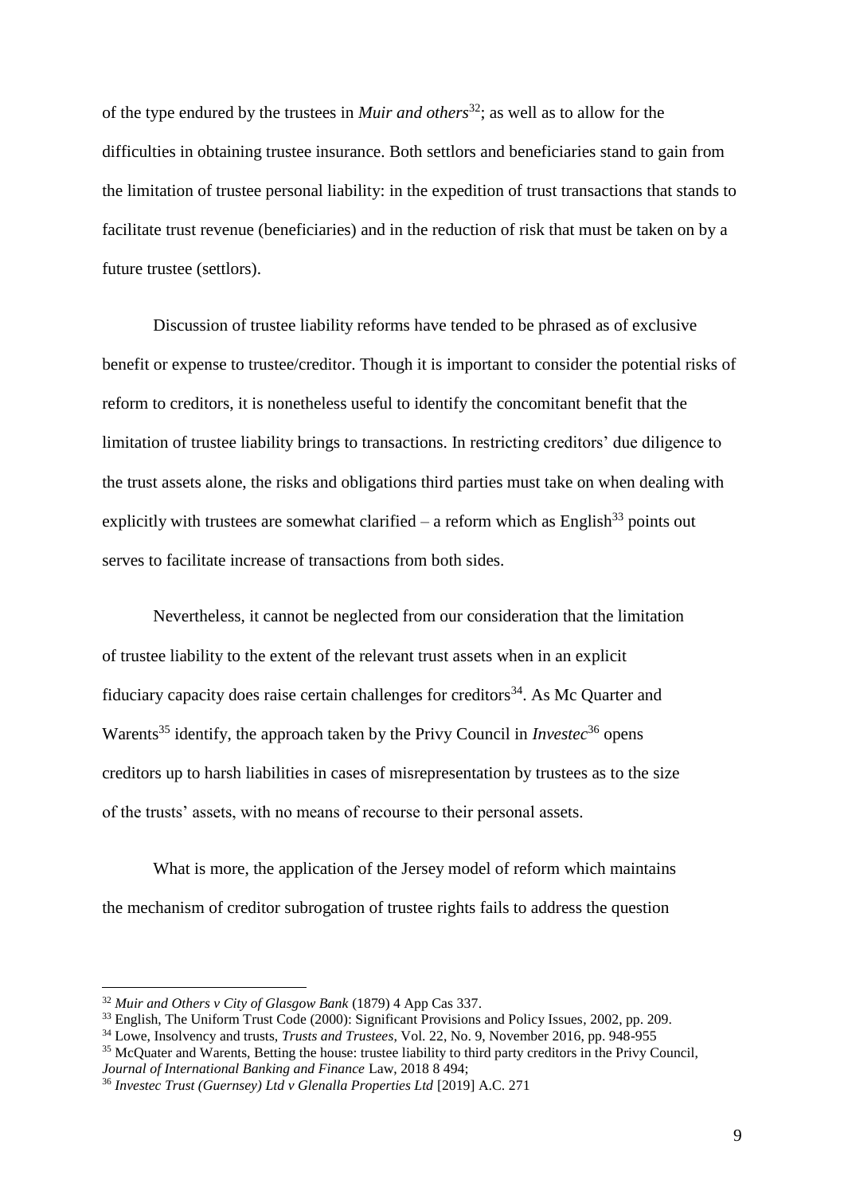of the type endured by the trustees in *Muir and others*[32]; as well as to allow for the difficulties in obtaining trustee insurance. Both settlors and beneficiaries stand to gain from the limitation of trustee personal liability: in the expedition of trust transactions that stands to facilitate trust revenue (beneficiaries) and in the reduction of risk that must be taken on by a future trustee (settlors).

Discussion of trustee liability reforms have tended to be phrased as of exclusive benefit or expense to trustee/creditor. Though it is important to consider the potential risks of reform to creditors, it is nonetheless useful to identify the concomitant benefit that the limitation of trustee liability brings to transactions. In restricting creditors' due diligence to the trust assets alone, the risks and obligations third parties must take on when dealing with explicitly with trustees are somewhat clarified – a reform which as English[33] points out serves to facilitate increase of transactions from both sides.

Nevertheless, it cannot be neglected from our consideration that the limitation of trustee liability to the extent of the relevant trust assets when in an explicit fiduciary capacity does raise certain challenges for creditors[34]. As Mc Quarter and Warents[35] identify, the approach taken by the Privy Council in *Investec*[36] opens creditors up to harsh liabilities in cases of misrepresentation by trustees as to the size of the trusts' assets, with no means of recourse to their personal assets.

What is more, the application of the Jersey model of reform which maintains the mechanism of creditor subrogation of trustee rights fails to address the question

---

[32] *Muir and Others v City of Glasgow Bank* (1879) 4 App Cas 337.

[33] English, The Uniform Trust Code (2000): Significant Provisions and Policy Issues, 2002, pp. 209.

[34] Lowe, Insolvency and trusts, *Trusts and Trustees*, Vol. 22, No. 9, November 2016, pp. 948-955

[35] McQuater and Warents, Betting the house: trustee liability to third party creditors in the Privy Council, *Journal of International Banking and Finance* Law, 2018 8 494;

[36] *Investec Trust (Guernsey) Ltd v Glenalla Properties Ltd* [2019] A.C. 271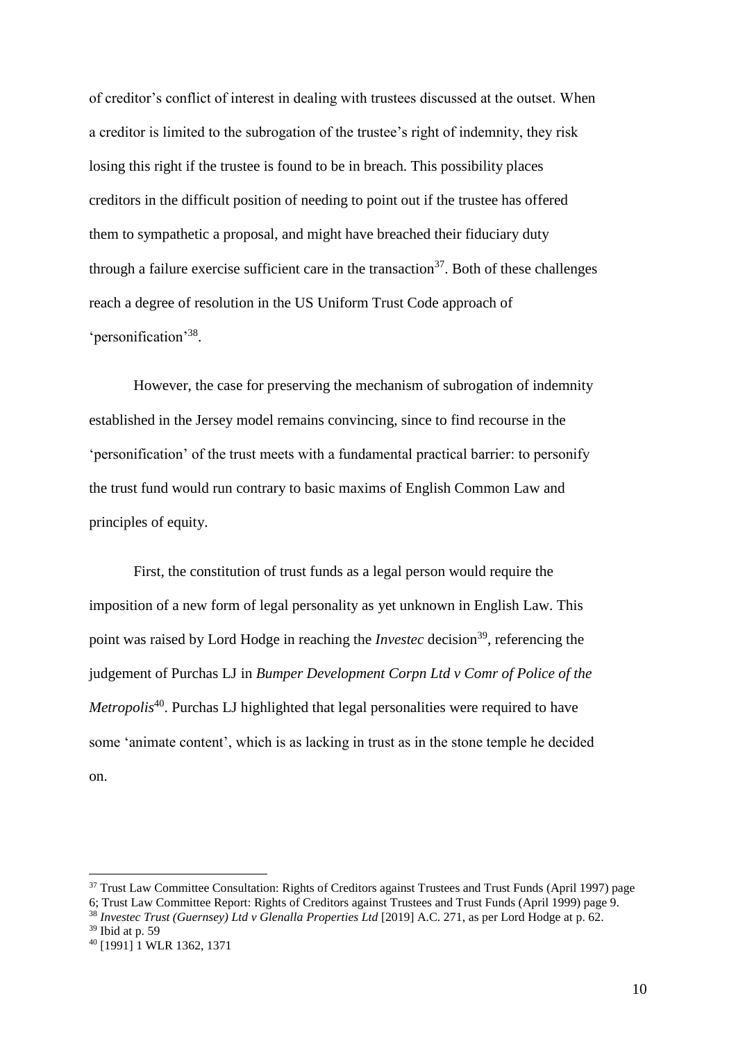of creditor's conflict of interest in dealing with trustees discussed at the outset. When a creditor is limited to the subrogation of the trustee's right of indemnity, they risk losing this right if the trustee is found to be in breach. This possibility places creditors in the difficult position of needing to point out if the trustee has offered them to sympathetic a proposal, and might have breached their fiduciary duty through a failure exercise sufficient care in the transaction[37]. Both of these challenges reach a degree of resolution in the US Uniform Trust Code approach of 'personification'[38].

However, the case for preserving the mechanism of subrogation of indemnity established in the Jersey model remains convincing, since to find recourse in the 'personification' of the trust meets with a fundamental practical barrier: to personify the trust fund would run contrary to basic maxims of English Common Law and principles of equity.

First, the constitution of trust funds as a legal person would require the imposition of a new form of legal personality as yet unknown in English Law. This point was raised by Lord Hodge in reaching the *Investec* decision[39], referencing the judgement of Purchas LJ in *Bumper Development Corpn Ltd v Comr of Police of the Metropolis*[40]. Purchas LJ highlighted that legal personalities were required to have some 'animate content', which is as lacking in trust as in the stone temple he decided on.

---

[37] Trust Law Committee Consultation: Rights of Creditors against Trustees and Trust Funds (April 1997) page 6; Trust Law Committee Report: Rights of Creditors against Trustees and Trust Funds (April 1999) page 9.

[38] *Investec Trust (Guernsey) Ltd v Glenalla Properties Ltd* [2019] A.C. 271, as per Lord Hodge at p. 62.

[39] Ibid at p. 59

[40] [1991] 1 WLR 1362, 1371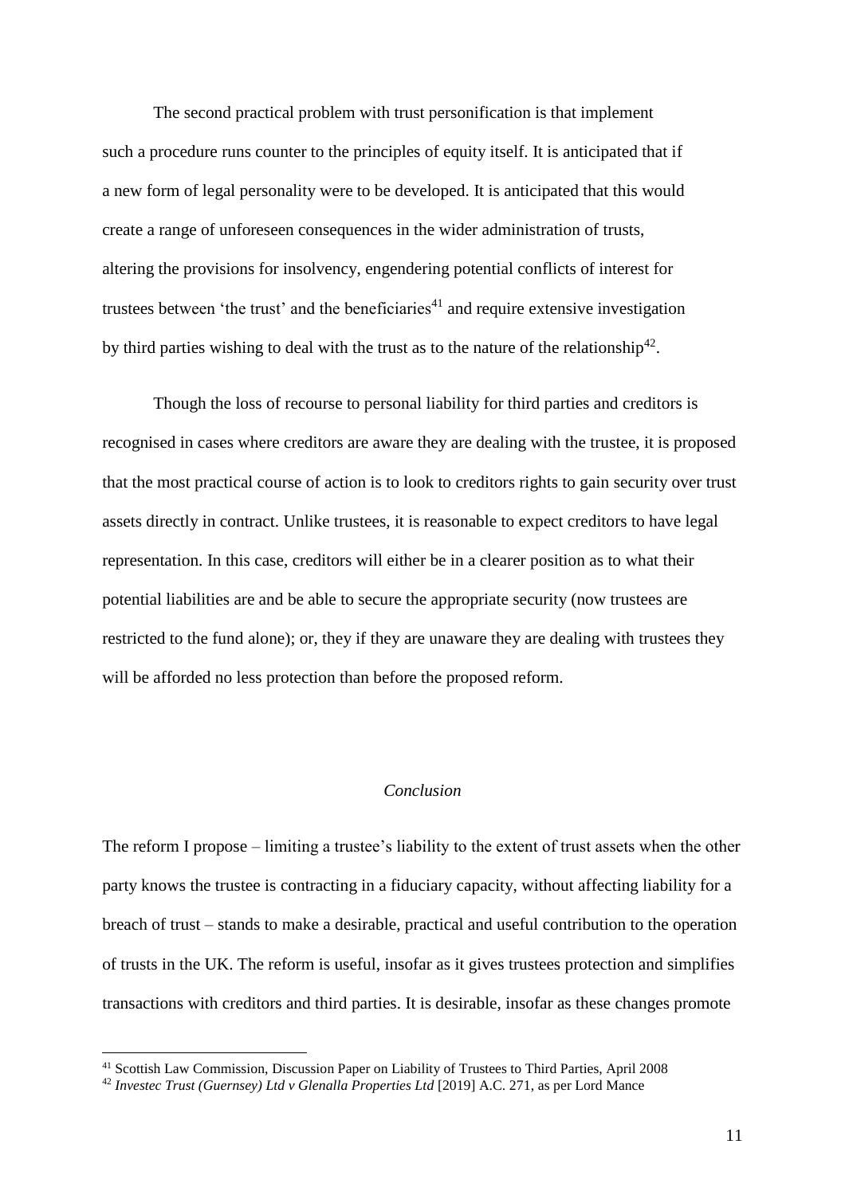The second practical problem with trust personification is that implement such a procedure runs counter to the principles of equity itself. It is anticipated that if a new form of legal personality were to be developed. It is anticipated that this would create a range of unforeseen consequences in the wider administration of trusts, altering the provisions for insolvency, engendering potential conflicts of interest for trustees between 'the trust' and the beneficiaries[41] and require extensive investigation by third parties wishing to deal with the trust as to the nature of the relationship[42].

Though the loss of recourse to personal liability for third parties and creditors is recognised in cases where creditors are aware they are dealing with the trustee, it is proposed that the most practical course of action is to look to creditors rights to gain security over trust assets directly in contract. Unlike trustees, it is reasonable to expect creditors to have legal representation. In this case, creditors will either be in a clearer position as to what their potential liabilities are and be able to secure the appropriate security (now trustees are restricted to the fund alone); or, they if they are unaware they are dealing with trustees they will be afforded no less protection than before the proposed reform.

## *Conclusion*

The reform I propose – limiting a trustee's liability to the extent of trust assets when the other party knows the trustee is contracting in a fiduciary capacity, without affecting liability for a breach of trust – stands to make a desirable, practical and useful contribution to the operation of trusts in the UK. The reform is useful, insofar as it gives trustees protection and simplifies transactions with creditors and third parties. It is desirable, insofar as these changes promote

---

[41] Scottish Law Commission, Discussion Paper on Liability of Trustees to Third Parties, April 2008

[42] *Investec Trust (Guernsey) Ltd v Glenalla Properties Ltd* [2019] A.C. 271, as per Lord Mance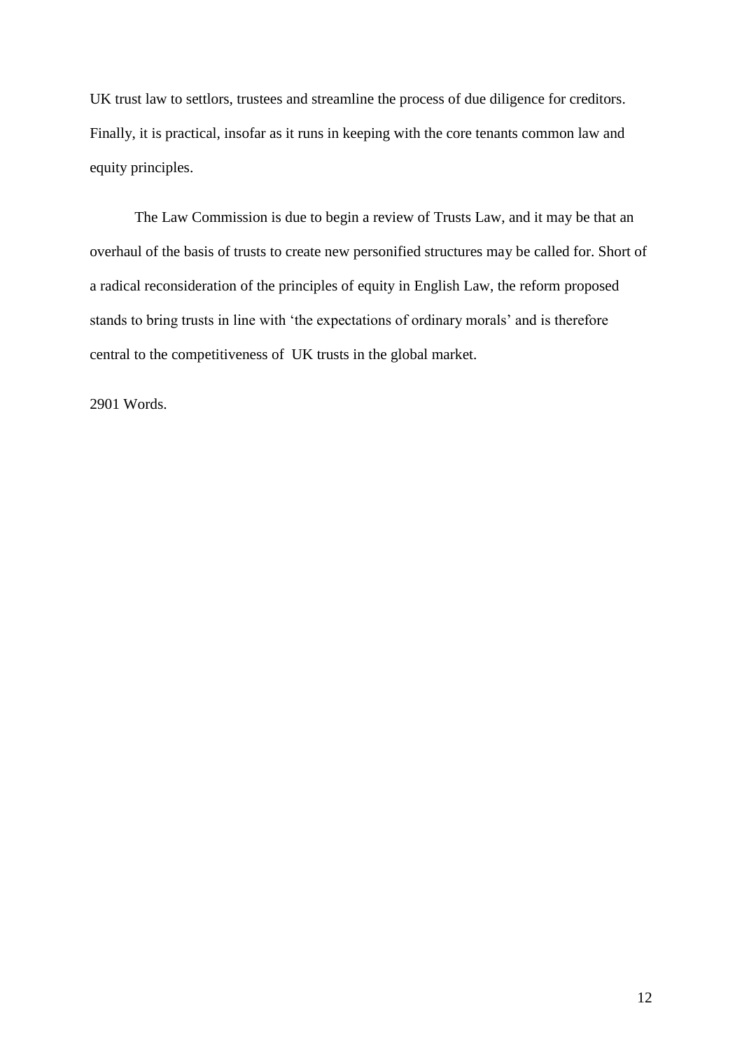UK trust law to settlors, trustees and streamline the process of due diligence for creditors. Finally, it is practical, insofar as it runs in keeping with the core tenants common law and equity principles.

The Law Commission is due to begin a review of Trusts Law, and it may be that an overhaul of the basis of trusts to create new personified structures may be called for. Short of a radical reconsideration of the principles of equity in English Law, the reform proposed stands to bring trusts in line with 'the expectations of ordinary morals' and is therefore central to the competitiveness of UK trusts in the global market.

2901 Words.